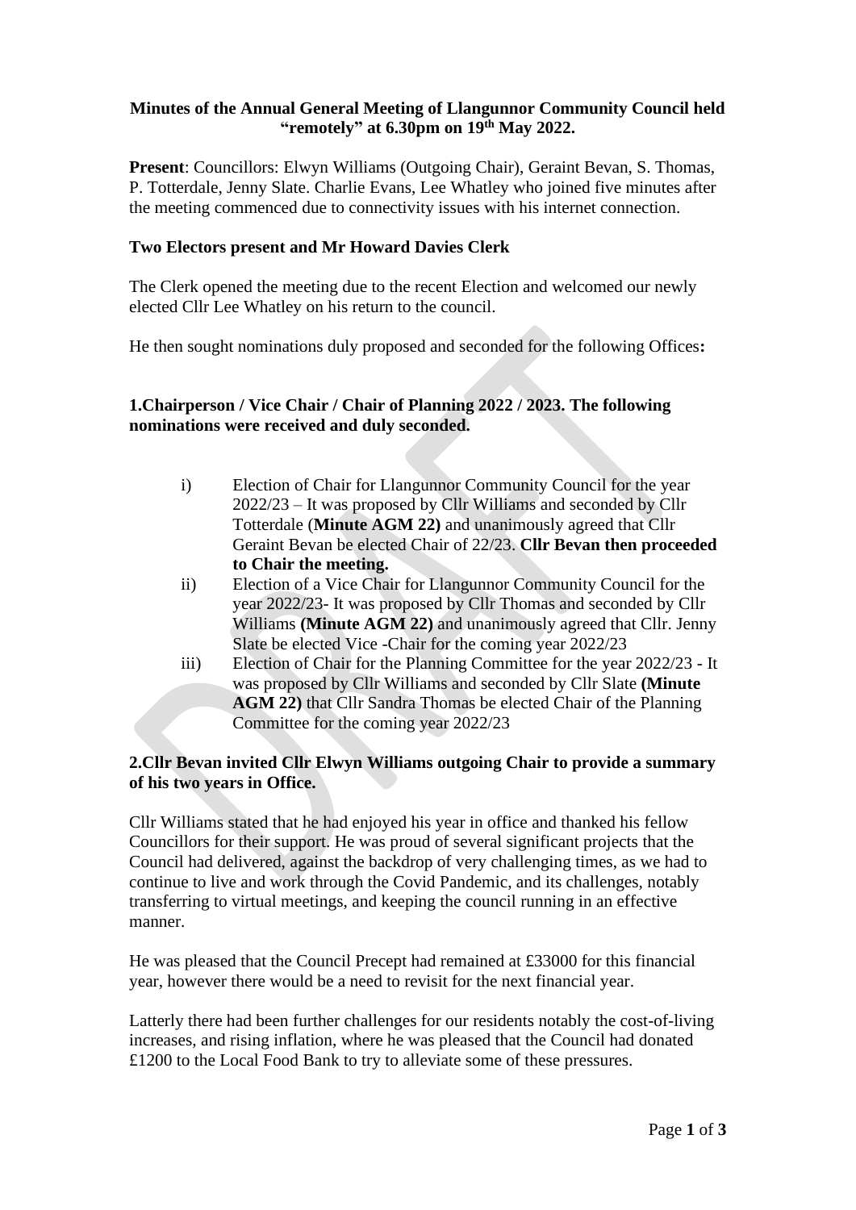**Minutes of the Annual General Meeting of Llangunnor Community Council held "remotely" at 6.30pm on 19th May 2022.**

**Present**: Councillors: Elwyn Williams (Outgoing Chair), Geraint Bevan, S. Thomas, P. Totterdale, Jenny Slate. Charlie Evans, Lee Whatley who joined five minutes after the meeting commenced due to connectivity issues with his internet connection.

**Two Electors present and Mr Howard Davies Clerk**

The Clerk opened the meeting due to the recent Election and welcomed our newly elected Cllr Lee Whatley on his return to the council.

He then sought nominations duly proposed and seconded for the following Offices**:**

**1.Chairperson / Vice Chair / Chair of Planning 2022 / 2023. The following nominations were received and duly seconded.**

i) Election of Chair for Llangunnor Community Council for the year 2022/23 – It was proposed by Cllr Williams and seconded by Cllr Totterdale (**Minute AGM 22)** and unanimously agreed that Cllr Geraint Bevan be elected Chair of 22/23. **Cllr Bevan then proceeded to Chair the meeting.**

ii) Election of a Vice Chair for Llangunnor Community Council for the year 2022/23- It was proposed by Cllr Thomas and seconded by Cllr Williams **(Minute AGM 22)** and unanimously agreed that Cllr. Jenny Slate be elected Vice -Chair for the coming year 2022/23

iii) Election of Chair for the Planning Committee for the year 2022/23 - It was proposed by Cllr Williams and seconded by Cllr Slate **(Minute AGM 22)** that Cllr Sandra Thomas be elected Chair of the Planning Committee for the coming year 2022/23

**2.Cllr Bevan invited Cllr Elwyn Williams outgoing Chair to provide a summary of his two years in Office.**

Cllr Williams stated that he had enjoyed his year in office and thanked his fellow Councillors for their support. He was proud of several significant projects that the Council had delivered, against the backdrop of very challenging times, as we had to continue to live and work through the Covid Pandemic, and its challenges, notably transferring to virtual meetings, and keeping the council running in an effective manner.

He was pleased that the Council Precept had remained at £33000 for this financial year, however there would be a need to revisit for the next financial year.

Latterly there had been further challenges for our residents notably the cost-of-living increases, and rising inflation, where he was pleased that the Council had donated £1200 to the Local Food Bank to try to alleviate some of these pressures.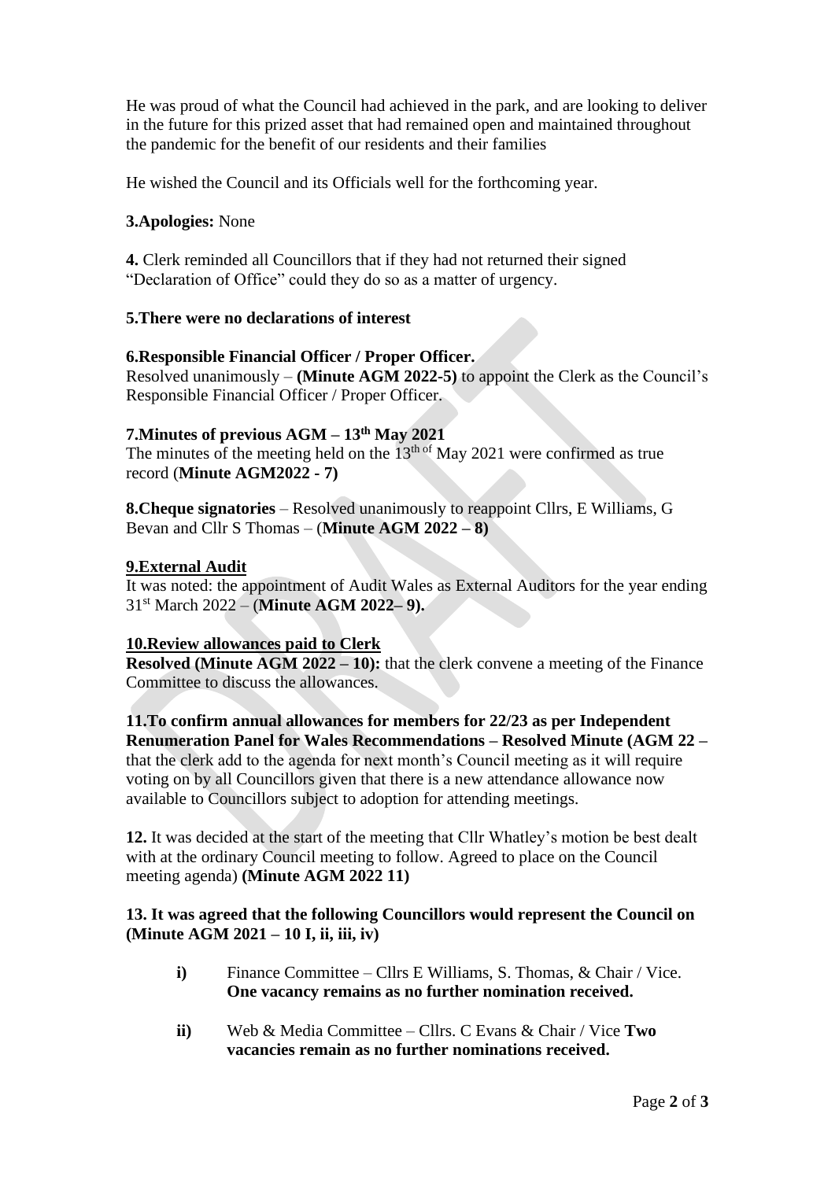He was proud of what the Council had achieved in the park, and are looking to deliver in the future for this prized asset that had remained open and maintained throughout the pandemic for the benefit of our residents and their families

He wished the Council and its Officials well for the forthcoming year.

**3.Apologies:** None

**4.** Clerk reminded all Councillors that if they had not returned their signed "Declaration of Office" could they do so as a matter of urgency.

**5.There were no declarations of interest**

**6.Responsible Financial Officer / Proper Officer.**
Resolved unanimously – **(Minute AGM 2022-5)** to appoint the Clerk as the Council's Responsible Financial Officer / Proper Officer.

**7.Minutes of previous AGM – 13th May 2021**
The minutes of the meeting held on the 13th of May 2021 were confirmed as true record (**Minute AGM2022 - 7)**

**8.Cheque signatories** – Resolved unanimously to reappoint Cllrs, E Williams, G Bevan and Cllr S Thomas – (**Minute AGM 2022 – 8)**

**9.External Audit**
It was noted: the appointment of Audit Wales as External Auditors for the year ending 31st March 2022 – (**Minute AGM 2022– 9).**

**10.Review allowances paid to Clerk**
**Resolved (Minute AGM 2022 – 10):** that the clerk convene a meeting of the Finance Committee to discuss the allowances.

**11.To confirm annual allowances for members for 22/23 as per Independent Renumeration Panel for Wales Recommendations – Resolved Minute (AGM 22 –** that the clerk add to the agenda for next month's Council meeting as it will require voting on by all Councillors given that there is a new attendance allowance now available to Councillors subject to adoption for attending meetings.

**12.** It was decided at the start of the meeting that Cllr Whatley's motion be best dealt with at the ordinary Council meeting to follow. Agreed to place on the Council meeting agenda) **(Minute AGM 2022 11)**

**13. It was agreed that the following Councillors would represent the Council on (Minute AGM 2021 – 10 I, ii, iii, iv)**

- **i)** Finance Committee – Cllrs E Williams, S. Thomas, & Chair / Vice. **One vacancy remains as no further nomination received.**
- **ii)** Web & Media Committee – Cllrs. C Evans & Chair / Vice **Two vacancies remain as no further nominations received.**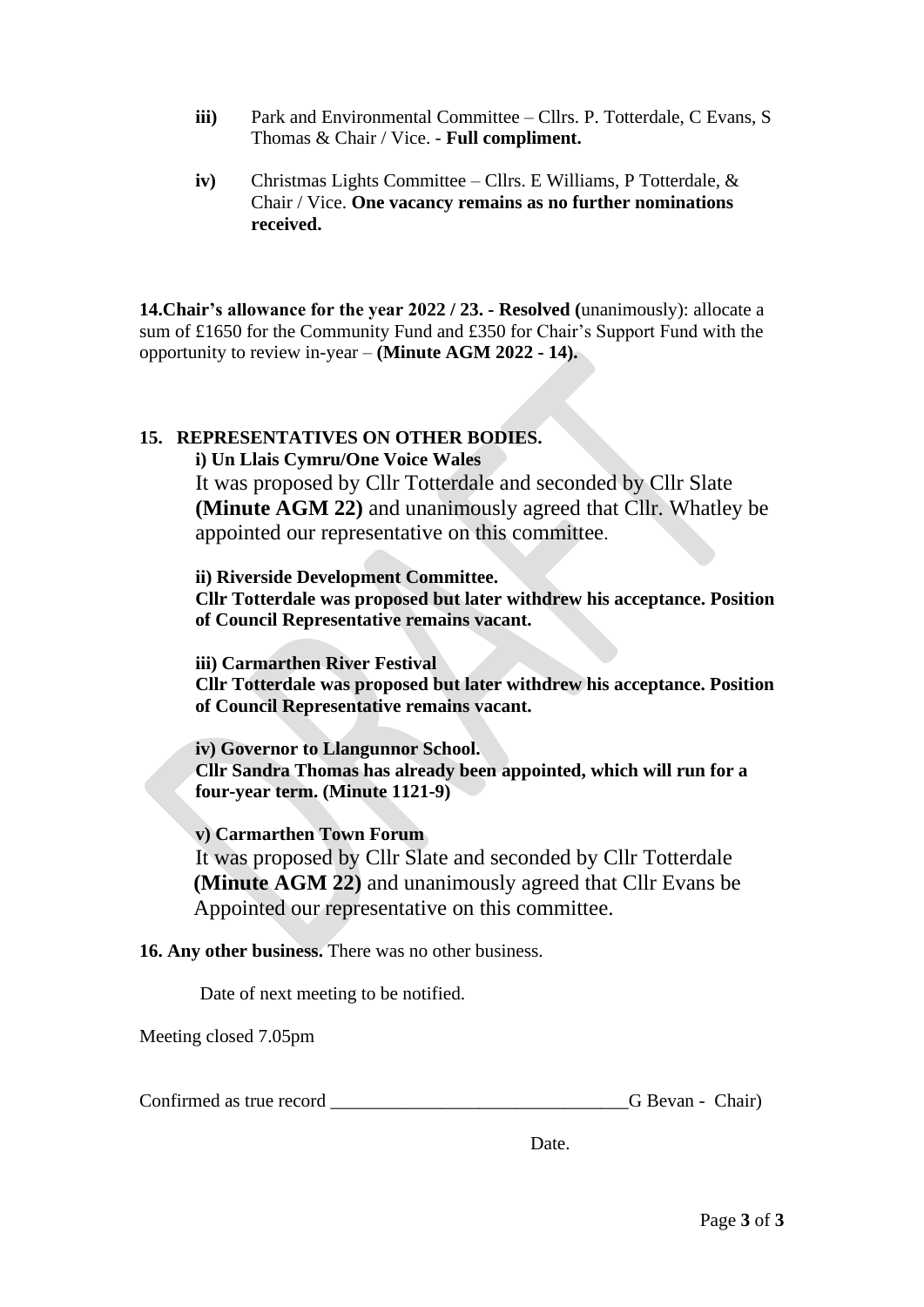**iii)** Park and Environmental Committee – Cllrs. P. Totterdale, C Evans, S Thomas & Chair / Vice. - **Full compliment.**

**iv)** Christmas Lights Committee – Cllrs. E Williams, P Totterdale, & Chair / Vice. **One vacancy remains as no further nominations received.**

**14.Chair's allowance for the year 2022 / 23. - Resolved (**unanimously): allocate a sum of £1650 for the Community Fund and £350 for Chair's Support Fund with the opportunity to review in-year – **(Minute AGM 2022 - 14).**

**15. REPRESENTATIVES ON OTHER BODIES.**

**i) Un Llais Cymru/One Voice Wales**

It was proposed by Cllr Totterdale and seconded by Cllr Slate **(Minute AGM 22)** and unanimously agreed that Cllr. Whatley be appointed our representative on this committee.

**ii) Riverside Development Committee.**

**Cllr Totterdale was proposed but later withdrew his acceptance. Position of Council Representative remains vacant.**

**iii) Carmarthen River Festival**

**Cllr Totterdale was proposed but later withdrew his acceptance. Position of Council Representative remains vacant.**

**iv) Governor to Llangunnor School.**

**Cllr Sandra Thomas has already been appointed, which will run for a four-year term. (Minute 1121-9)**

**v) Carmarthen Town Forum**

It was proposed by Cllr Slate and seconded by Cllr Totterdale **(Minute AGM 22)** and unanimously agreed that Cllr Evans be Appointed our representative on this committee.

**16. Any other business.** There was no other business.

Date of next meeting to be notified.

Meeting closed 7.05pm

Confirmed as true record _______________________________G Bevan - Chair)

Date.